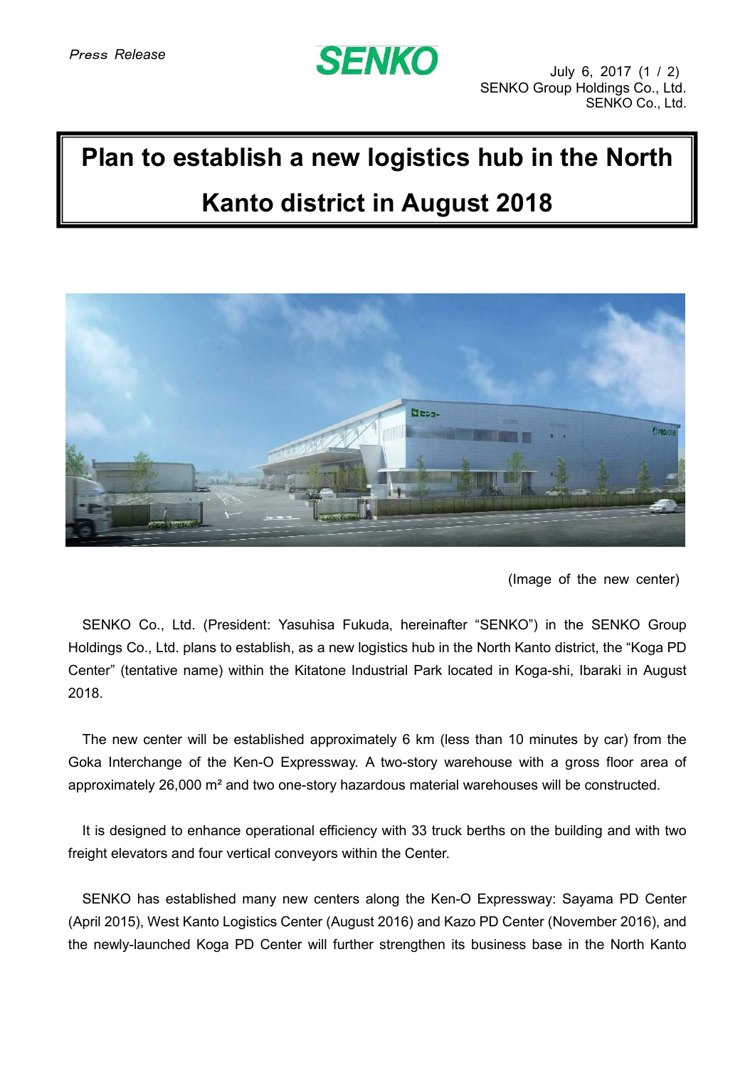*Press Release*

**SENKO**

July 6, 2017

SENKO Group Holdings Co., Ltd.
SENKO Co., Ltd.

# Plan to establish a new logistics hub in the North Kanto district in August 2018

(Image of the new center)

SENKO Co., Ltd. (President: Yasuhisa Fukuda, hereinafter "SENKO") in the SENKO Group Holdings Co., Ltd. plans to establish, as a new logistics hub in the North Kanto district, the "Koga PD Center" (tentative name) within the Kitatone Industrial Park located in Koga-shi, Ibaraki in August 2018.

The new center will be established approximately 6 km (less than 10 minutes by car) from the Goka Interchange of the Ken-O Expressway. A two-story warehouse with a gross floor area of approximately 26,000 m² and two one-story hazardous material warehouses will be constructed.

It is designed to enhance operational efficiency with 33 truck berths on the building and with two freight elevators and four vertical conveyors within the Center.

SENKO has established many new centers along the Ken-O Expressway: Sayama PD Center (April 2015), West Kanto Logistics Center (August 2016) and Kazo PD Center (November 2016), and the newly-launched Koga PD Center will further strengthen its business base in the North Kanto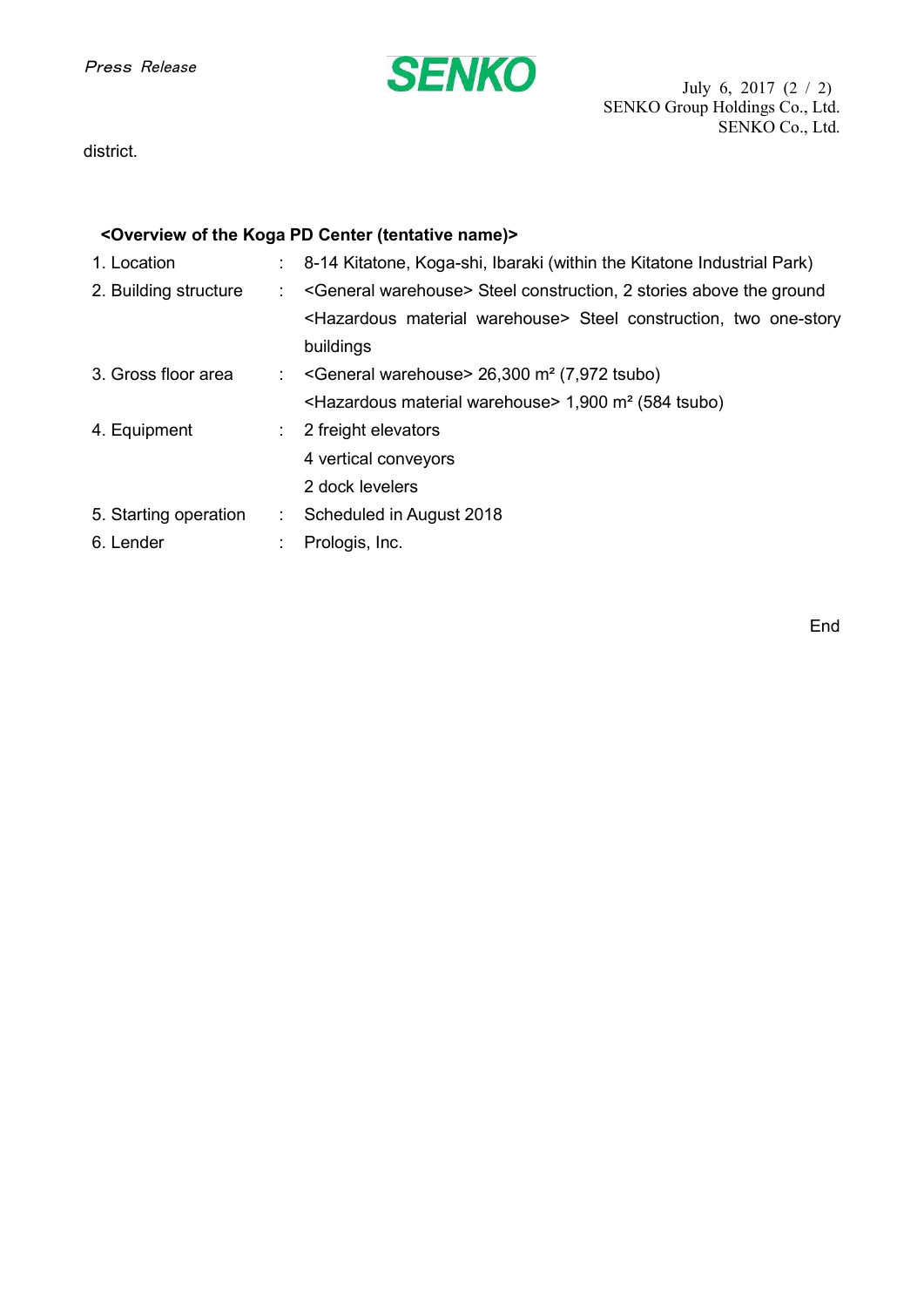district.

**<Overview of the Koga PD Center (tentative name)>**

| | | |
|---|---|---|
| 1. Location | : | 8-14 Kitatone, Koga-shi, Ibaraki (within the Kitatone Industrial Park) |
| 2. Building structure | : | <General warehouse> Steel construction, 2 stories above the ground<br><Hazardous material warehouse> Steel construction, two one-story buildings |
| 3. Gross floor area | : | <General warehouse> 26,300 m² (7,972 tsubo)<br><Hazardous material warehouse> 1,900 m² (584 tsubo) |
| 4. Equipment | : | 2 freight elevators<br>4 vertical conveyors<br>2 dock levelers |
| 5. Starting operation | : | Scheduled in August 2018 |
| 6. Lender | : | Prologis, Inc. |

End